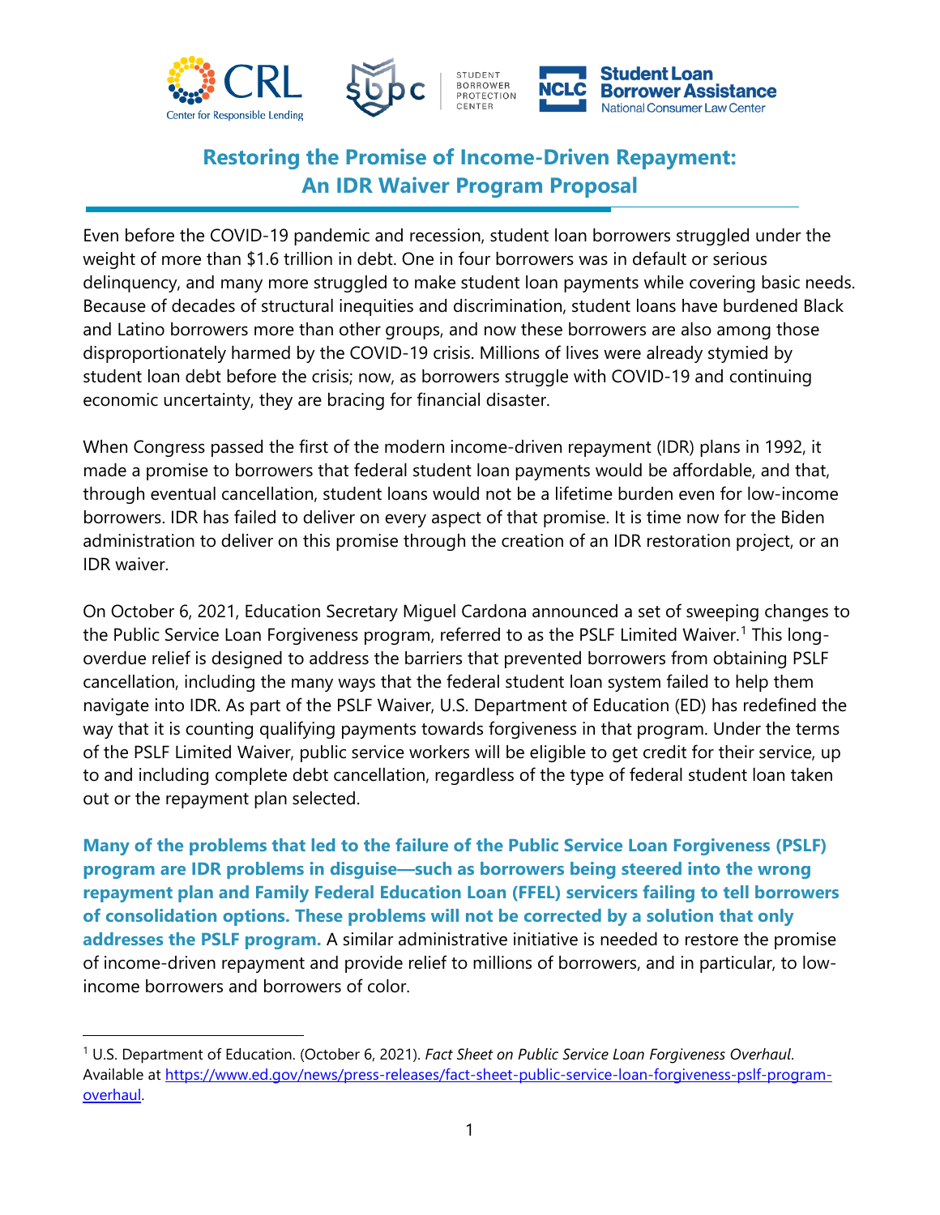# Restoring the Promise of Income-Driven Repayment: An IDR Waiver Program Proposal

Even before the COVID-19 pandemic and recession, student loan borrowers struggled under the weight of more than $1.6 trillion in debt. One in four borrowers was in default or serious delinquency, and many more struggled to make student loan payments while covering basic needs. Because of decades of structural inequities and discrimination, student loans have burdened Black and Latino borrowers more than other groups, and now these borrowers are also among those disproportionately harmed by the COVID-19 crisis. Millions of lives were already stymied by student loan debt before the crisis; now, as borrowers struggle with COVID-19 and continuing economic uncertainty, they are bracing for financial disaster.

When Congress passed the first of the modern income-driven repayment (IDR) plans in 1992, it made a promise to borrowers that federal student loan payments would be affordable, and that, through eventual cancellation, student loans would not be a lifetime burden even for low-income borrowers. IDR has failed to deliver on every aspect of that promise. It is time now for the Biden administration to deliver on this promise through the creation of an IDR restoration project, or an IDR waiver.

On October 6, 2021, Education Secretary Miguel Cardona announced a set of sweeping changes to the Public Service Loan Forgiveness program, referred to as the PSLF Limited Waiver.[1] This long-overdue relief is designed to address the barriers that prevented borrowers from obtaining PSLF cancellation, including the many ways that the federal student loan system failed to help them navigate into IDR. As part of the PSLF Waiver, U.S. Department of Education (ED) has redefined the way that it is counting qualifying payments towards forgiveness in that program. Under the terms of the PSLF Limited Waiver, public service workers will be eligible to get credit for their service, up to and including complete debt cancellation, regardless of the type of federal student loan taken out or the repayment plan selected.

**Many of the problems that led to the failure of the Public Service Loan Forgiveness (PSLF) program are IDR problems in disguise—such as borrowers being steered into the wrong repayment plan and Family Federal Education Loan (FFEL) servicers failing to tell borrowers of consolidation options. These problems will not be corrected by a solution that only addresses the PSLF program.** A similar administrative initiative is needed to restore the promise of income-driven repayment and provide relief to millions of borrowers, and in particular, to low-income borrowers and borrowers of color.

---

[1] U.S. Department of Education. (October 6, 2021). *Fact Sheet on Public Service Loan Forgiveness Overhaul*. Available at https://www.ed.gov/news/press-releases/fact-sheet-public-service-loan-forgiveness-pslf-program-overhaul.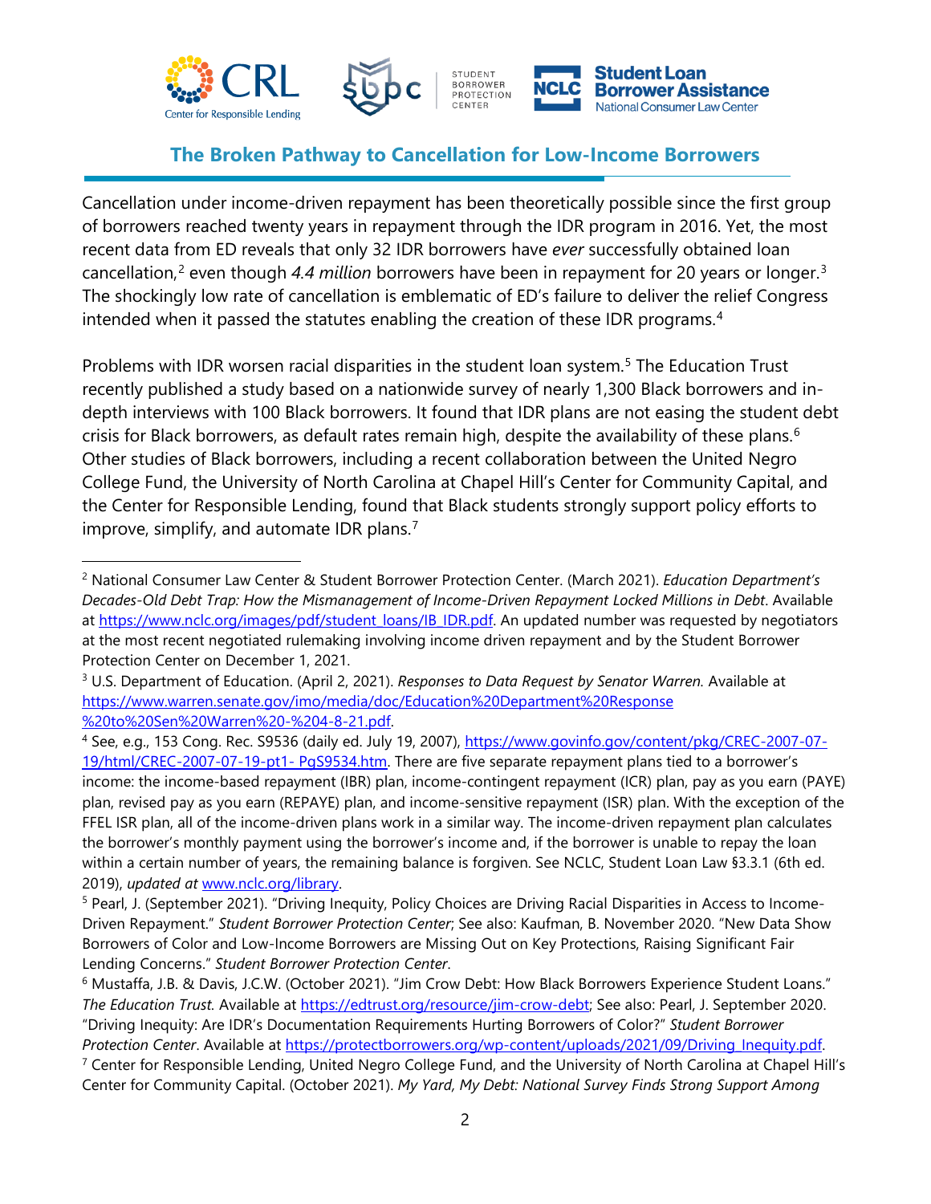## The Broken Pathway to Cancellation for Low-Income Borrowers

Cancellation under income-driven repayment has been theoretically possible since the first group of borrowers reached twenty years in repayment through the IDR program in 2016. Yet, the most recent data from ED reveals that only 32 IDR borrowers have *ever* successfully obtained loan cancellation,[2] even though *4.4 million* borrowers have been in repayment for 20 years or longer.[3] The shockingly low rate of cancellation is emblematic of ED's failure to deliver the relief Congress intended when it passed the statutes enabling the creation of these IDR programs.[4]

Problems with IDR worsen racial disparities in the student loan system.[5] The Education Trust recently published a study based on a nationwide survey of nearly 1,300 Black borrowers and in-depth interviews with 100 Black borrowers. It found that IDR plans are not easing the student debt crisis for Black borrowers, as default rates remain high, despite the availability of these plans.[6] Other studies of Black borrowers, including a recent collaboration between the United Negro College Fund, the University of North Carolina at Chapel Hill's Center for Community Capital, and the Center for Responsible Lending, found that Black students strongly support policy efforts to improve, simplify, and automate IDR plans.[7]

---

[2] National Consumer Law Center & Student Borrower Protection Center. (March 2021). *Education Department's Decades-Old Debt Trap: How the Mismanagement of Income-Driven Repayment Locked Millions in Debt*. Available at https://www.nclc.org/images/pdf/student_loans/IB_IDR.pdf. An updated number was requested by negotiators at the most recent negotiated rulemaking involving income driven repayment and by the Student Borrower Protection Center on December 1, 2021.

[3] U.S. Department of Education. (April 2, 2021). *Responses to Data Request by Senator Warren.* Available at https://www.warren.senate.gov/imo/media/doc/Education%20Department%20Response%20to%20Sen%20Warren%20-%204-8-21.pdf.

[4] See, e.g., 153 Cong. Rec. S9536 (daily ed. July 19, 2007), https://www.govinfo.gov/content/pkg/CREC-2007-07-19/html/CREC-2007-07-19-pt1- PgS9534.htm. There are five separate repayment plans tied to a borrower's income: the income-based repayment (IBR) plan, income-contingent repayment (ICR) plan, pay as you earn (PAYE) plan, revised pay as you earn (REPAYE) plan, and income-sensitive repayment (ISR) plan. With the exception of the FFEL ISR plan, all of the income-driven plans work in a similar way. The income-driven repayment plan calculates the borrower's monthly payment using the borrower's income and, if the borrower is unable to repay the loan within a certain number of years, the remaining balance is forgiven. See NCLC, Student Loan Law §3.3.1 (6th ed. 2019), *updated at* www.nclc.org/library.

[5] Pearl, J. (September 2021). "Driving Inequity, Policy Choices are Driving Racial Disparities in Access to Income-Driven Repayment." *Student Borrower Protection Center*; See also: Kaufman, B. November 2020. "New Data Show Borrowers of Color and Low-Income Borrowers are Missing Out on Key Protections, Raising Significant Fair Lending Concerns." *Student Borrower Protection Center*.

[6] Mustaffa, J.B. & Davis, J.C.W. (October 2021). "Jim Crow Debt: How Black Borrowers Experience Student Loans." *The Education Trust.* Available at https://edtrust.org/resource/jim-crow-debt; See also: Pearl, J. September 2020. "Driving Inequity: Are IDR's Documentation Requirements Hurting Borrowers of Color?" *Student Borrower Protection Center*. Available at https://protectborrowers.org/wp-content/uploads/2021/09/Driving_Inequity.pdf.

[7] Center for Responsible Lending, United Negro College Fund, and the University of North Carolina at Chapel Hill's Center for Community Capital. (October 2021). *My Yard, My Debt: National Survey Finds Strong Support Among*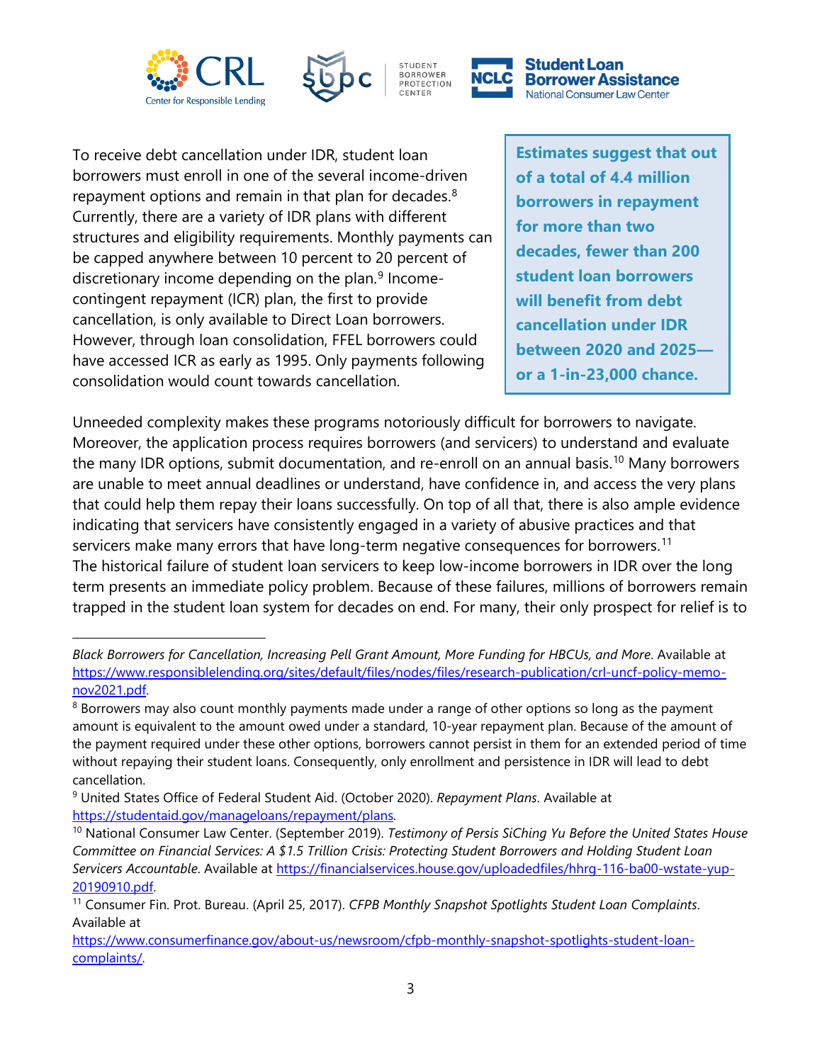To receive debt cancellation under IDR, student loan borrowers must enroll in one of the several income-driven repayment options and remain in that plan for decades.[8] Currently, there are a variety of IDR plans with different structures and eligibility requirements. Monthly payments can be capped anywhere between 10 percent to 20 percent of discretionary income depending on the plan.[9] Income-contingent repayment (ICR) plan, the first to provide cancellation, is only available to Direct Loan borrowers. However, through loan consolidation, FFEL borrowers could have accessed ICR as early as 1995. Only payments following consolidation would count towards cancellation.

> **Estimates suggest that out of a total of 4.4 million borrowers in repayment for more than two decades, fewer than 200 student loan borrowers will benefit from debt cancellation under IDR between 2020 and 2025—or a 1-in-23,000 chance.**

Unneeded complexity makes these programs notoriously difficult for borrowers to navigate. Moreover, the application process requires borrowers (and servicers) to understand and evaluate the many IDR options, submit documentation, and re-enroll on an annual basis.[10] Many borrowers are unable to meet annual deadlines or understand, have confidence in, and access the very plans that could help them repay their loans successfully. On top of all that, there is also ample evidence indicating that servicers have consistently engaged in a variety of abusive practices and that servicers make many errors that have long-term negative consequences for borrowers.[11] The historical failure of student loan servicers to keep low-income borrowers in IDR over the long term presents an immediate policy problem. Because of these failures, millions of borrowers remain trapped in the student loan system for decades on end. For many, their only prospect for relief is to

---

*Black Borrowers for Cancellation, Increasing Pell Grant Amount, More Funding for HBCUs, and More*. Available at https://www.responsiblelending.org/sites/default/files/nodes/files/research-publication/crl-uncf-policy-memo-nov2021.pdf.

[8] Borrowers may also count monthly payments made under a range of other options so long as the payment amount is equivalent to the amount owed under a standard, 10-year repayment plan. Because of the amount of the payment required under these other options, borrowers cannot persist in them for an extended period of time without repaying their student loans. Consequently, only enrollment and persistence in IDR will lead to debt cancellation.

[9] United States Office of Federal Student Aid. (October 2020). *Repayment Plans*. Available at https://studentaid.gov/manageloans/repayment/plans.

[10] National Consumer Law Center. (September 2019). *Testimony of Persis SiChing Yu Before the United States House Committee on Financial Services: A $1.5 Trillion Crisis: Protecting Student Borrowers and Holding Student Loan Servicers Accountable*. Available at https://financialservices.house.gov/uploadedfiles/hhrg-116-ba00-wstate-yup-20190910.pdf.

[11] Consumer Fin. Prot. Bureau. (April 25, 2017). *CFPB Monthly Snapshot Spotlights Student Loan Complaints*. Available at https://www.consumerfinance.gov/about-us/newsroom/cfpb-monthly-snapshot-spotlights-student-loan-complaints/.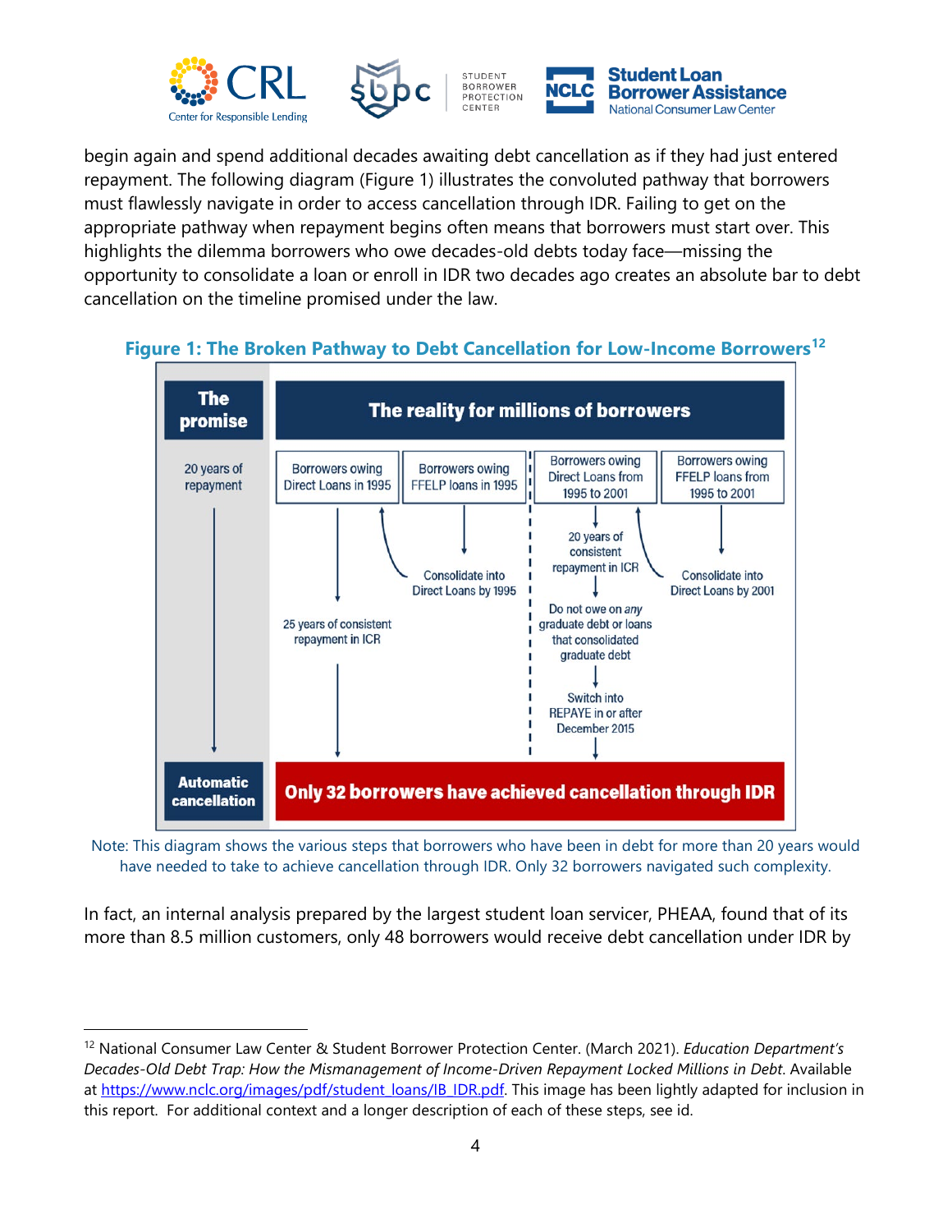begin again and spend additional decades awaiting debt cancellation as if they had just entered repayment. The following diagram (Figure 1) illustrates the convoluted pathway that borrowers must flawlessly navigate in order to access cancellation through IDR. Failing to get on the appropriate pathway when repayment begins often means that borrowers must start over. This highlights the dilemma borrowers who owe decades-old debts today face—missing the opportunity to consolidate a loan or enroll in IDR two decades ago creates an absolute bar to debt cancellation on the timeline promised under the law.

**Figure 1: The Broken Pathway to Debt Cancellation for Low-Income Borrowers**[12]

| The promise | The reality for millions of borrowers | | | |
|---|---|---|---|---|
| 20 years of repayment | Borrowers owing Direct Loans in 1995 | Borrowers owing FFELP loans in 1995 | Borrowers owing Direct Loans from 1995 to 2001 | Borrowers owing FFELP loans from 1995 to 2001 |
| ↓ | ↓ | Consolidate into Direct Loans by 1995 | ↓ 20 years of consistent repayment in ICR | Consolidate into Direct Loans by 2001 |
| ↓ | 25 years of consistent repayment in ICR | | ↓ Do not owe on *any* graduate debt or loans that consolidated graduate debt | |
| ↓ | ↓ | | ↓ Switch into REPAYE in or after December 2015 | |
| **Automatic cancellation** | **Only 32 borrowers have achieved cancellation through IDR** | | | |

Note: This diagram shows the various steps that borrowers who have been in debt for more than 20 years would have needed to take to achieve cancellation through IDR. Only 32 borrowers navigated such complexity.

In fact, an internal analysis prepared by the largest student loan servicer, PHEAA, found that of its more than 8.5 million customers, only 48 borrowers would receive debt cancellation under IDR by

---

[12] National Consumer Law Center & Student Borrower Protection Center. (March 2021). *Education Department's Decades-Old Debt Trap: How the Mismanagement of Income-Driven Repayment Locked Millions in Debt*. Available at https://www.nclc.org/images/pdf/student_loans/IB_IDR.pdf. This image has been lightly adapted for inclusion in this report. For additional context and a longer description of each of these steps, see id.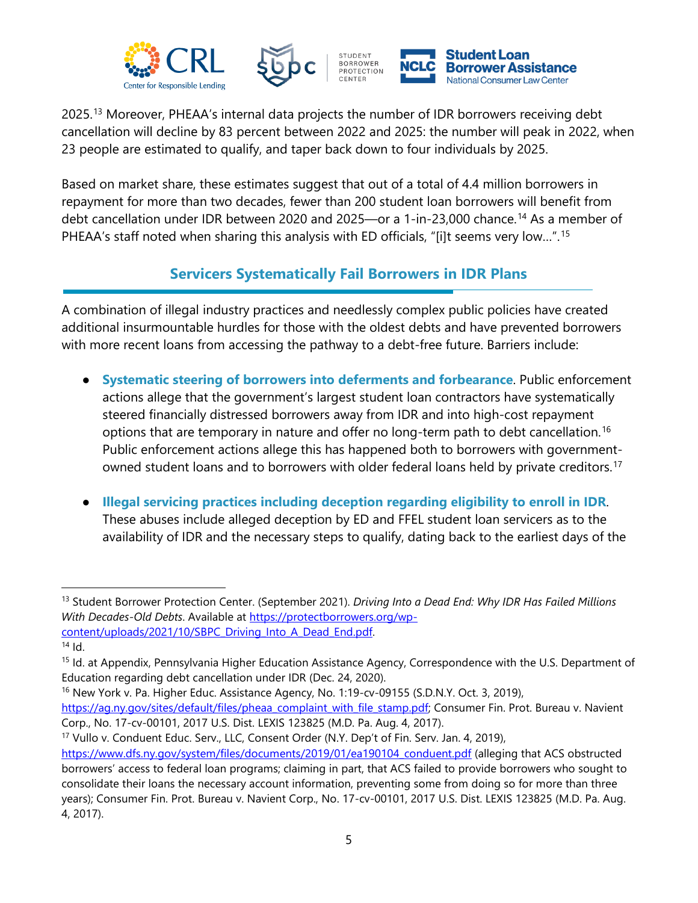2025.[13] Moreover, PHEAA's internal data projects the number of IDR borrowers receiving debt cancellation will decline by 83 percent between 2022 and 2025: the number will peak in 2022, when 23 people are estimated to qualify, and taper back down to four individuals by 2025.

Based on market share, these estimates suggest that out of a total of 4.4 million borrowers in repayment for more than two decades, fewer than 200 student loan borrowers will benefit from debt cancellation under IDR between 2020 and 2025—or a 1-in-23,000 chance.[14] As a member of PHEAA's staff noted when sharing this analysis with ED officials, "[i]t seems very low…".[15]

## Servicers Systematically Fail Borrowers in IDR Plans

A combination of illegal industry practices and needlessly complex public policies have created additional insurmountable hurdles for those with the oldest debts and have prevented borrowers with more recent loans from accessing the pathway to a debt-free future. Barriers include:

- **Systematic steering of borrowers into deferments and forbearance**. Public enforcement actions allege that the government's largest student loan contractors have systematically steered financially distressed borrowers away from IDR and into high-cost repayment options that are temporary in nature and offer no long-term path to debt cancellation.[16] Public enforcement actions allege this has happened both to borrowers with government-owned student loans and to borrowers with older federal loans held by private creditors.[17]

- **Illegal servicing practices including deception regarding eligibility to enroll in IDR**. These abuses include alleged deception by ED and FFEL student loan servicers as to the availability of IDR and the necessary steps to qualify, dating back to the earliest days of the

---

[13] Student Borrower Protection Center. (September 2021). *Driving Into a Dead End: Why IDR Has Failed Millions With Decades-Old Debts*. Available at https://protectborrowers.org/wp-content/uploads/2021/10/SBPC_Driving_Into_A_Dead_End.pdf.

[14] Id.

[15] Id. at Appendix, Pennsylvania Higher Education Assistance Agency, Correspondence with the U.S. Department of Education regarding debt cancellation under IDR (Dec. 24, 2020).

[16] New York v. Pa. Higher Educ. Assistance Agency, No. 1:19-cv-09155 (S.D.N.Y. Oct. 3, 2019), https://ag.ny.gov/sites/default/files/pheaa_complaint_with_file_stamp.pdf; Consumer Fin. Prot. Bureau v. Navient Corp., No. 17-cv-00101, 2017 U.S. Dist. LEXIS 123825 (M.D. Pa. Aug. 4, 2017).

[17] Vullo v. Conduent Educ. Serv., LLC, Consent Order (N.Y. Dep't of Fin. Serv. Jan. 4, 2019), https://www.dfs.ny.gov/system/files/documents/2019/01/ea190104_conduent.pdf (alleging that ACS obstructed borrowers' access to federal loan programs; claiming in part, that ACS failed to provide borrowers who sought to consolidate their loans the necessary account information, preventing some from doing so for more than three years); Consumer Fin. Prot. Bureau v. Navient Corp., No. 17-cv-00101, 2017 U.S. Dist. LEXIS 123825 (M.D. Pa. Aug. 4, 2017).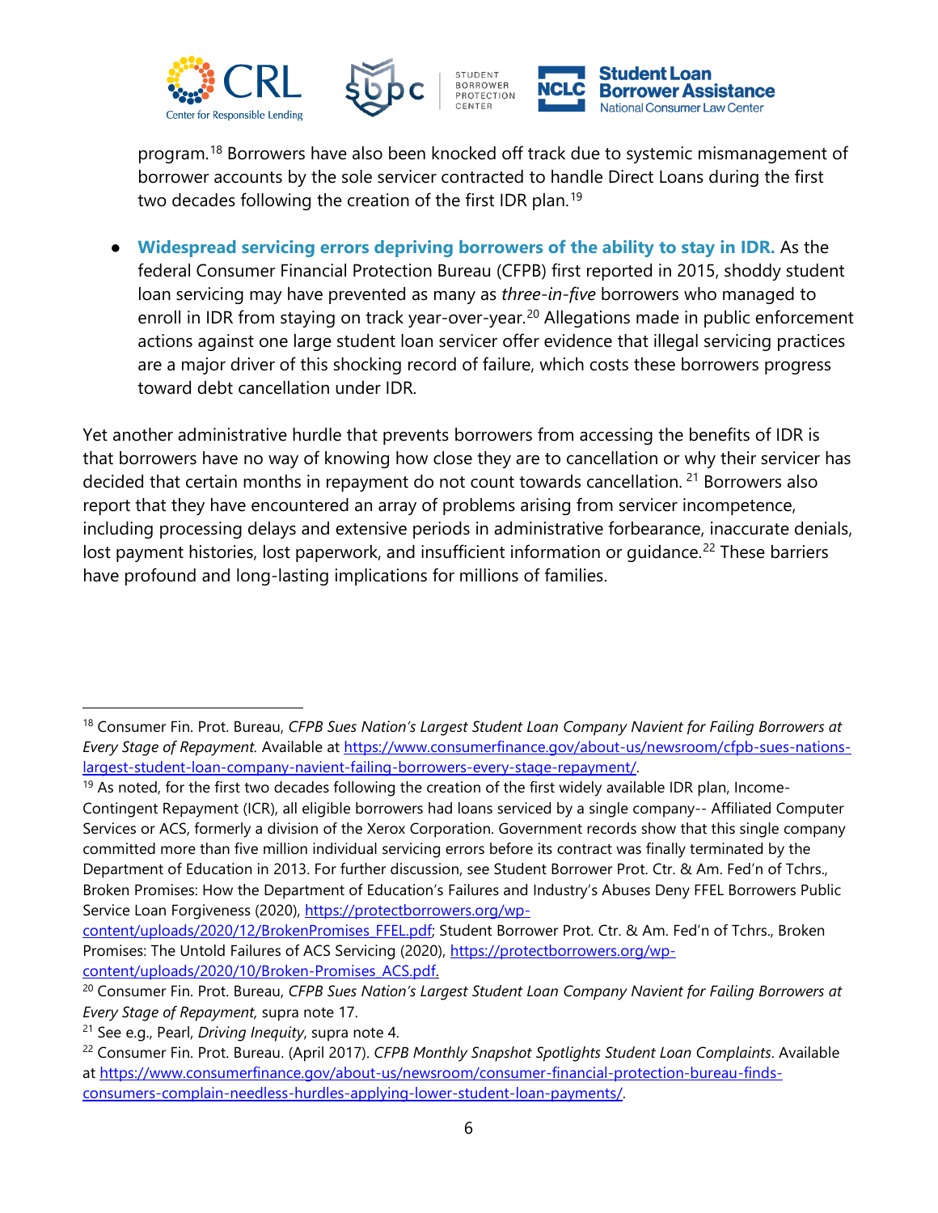program.[18] Borrowers have also been knocked off track due to systemic mismanagement of borrower accounts by the sole servicer contracted to handle Direct Loans during the first two decades following the creation of the first IDR plan.[19]

- **Widespread servicing errors depriving borrowers of the ability to stay in IDR.** As the federal Consumer Financial Protection Bureau (CFPB) first reported in 2015, shoddy student loan servicing may have prevented as many as *three-in-five* borrowers who managed to enroll in IDR from staying on track year-over-year.[20] Allegations made in public enforcement actions against one large student loan servicer offer evidence that illegal servicing practices are a major driver of this shocking record of failure, which costs these borrowers progress toward debt cancellation under IDR.

Yet another administrative hurdle that prevents borrowers from accessing the benefits of IDR is that borrowers have no way of knowing how close they are to cancellation or why their servicer has decided that certain months in repayment do not count towards cancellation.[21] Borrowers also report that they have encountered an array of problems arising from servicer incompetence, including processing delays and extensive periods in administrative forbearance, inaccurate denials, lost payment histories, lost paperwork, and insufficient information or guidance.[22] These barriers have profound and long-lasting implications for millions of families.

---

[18] Consumer Fin. Prot. Bureau, *CFPB Sues Nation's Largest Student Loan Company Navient for Failing Borrowers at Every Stage of Repayment.* Available at https://www.consumerfinance.gov/about-us/newsroom/cfpb-sues-nations-largest-student-loan-company-navient-failing-borrowers-every-stage-repayment/.

[19] As noted, for the first two decades following the creation of the first widely available IDR plan, Income-Contingent Repayment (ICR), all eligible borrowers had loans serviced by a single company-- Affiliated Computer Services or ACS, formerly a division of the Xerox Corporation. Government records show that this single company committed more than five million individual servicing errors before its contract was finally terminated by the Department of Education in 2013. For further discussion, see Student Borrower Prot. Ctr. & Am. Fed'n of Tchrs., Broken Promises: How the Department of Education's Failures and Industry's Abuses Deny FFEL Borrowers Public Service Loan Forgiveness (2020), https://protectborrowers.org/wp-content/uploads/2020/12/BrokenPromises_FFEL.pdf; Student Borrower Prot. Ctr. & Am. Fed'n of Tchrs., Broken Promises: The Untold Failures of ACS Servicing (2020), https://protectborrowers.org/wp-content/uploads/2020/10/Broken-Promises_ACS.pdf.

[20] Consumer Fin. Prot. Bureau, *CFPB Sues Nation's Largest Student Loan Company Navient for Failing Borrowers at Every Stage of Repayment,* supra note 17.

[21] See e.g., Pearl, *Driving Inequity*, supra note 4.

[22] Consumer Fin. Prot. Bureau. (April 2017). *CFPB Monthly Snapshot Spotlights Student Loan Complaints*. Available at https://www.consumerfinance.gov/about-us/newsroom/consumer-financial-protection-bureau-finds-consumers-complain-needless-hurdles-applying-lower-student-loan-payments/.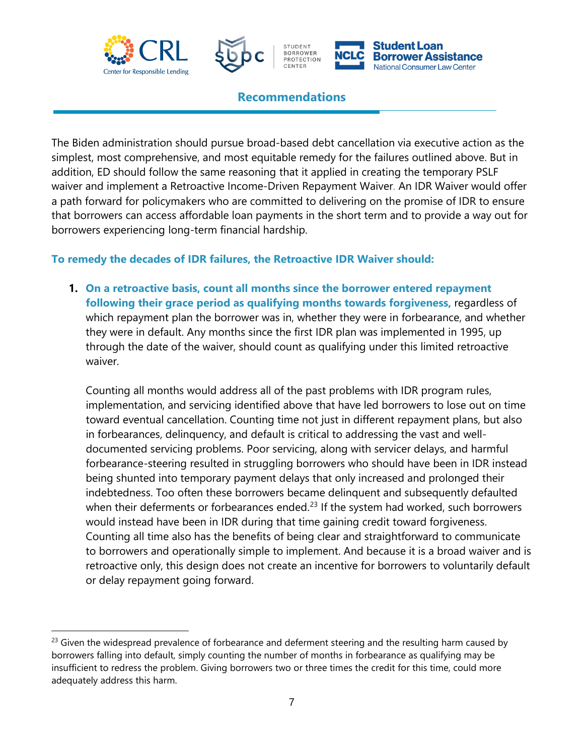## Recommendations

The Biden administration should pursue broad-based debt cancellation via executive action as the simplest, most comprehensive, and most equitable remedy for the failures outlined above. But in addition, ED should follow the same reasoning that it applied in creating the temporary PSLF waiver and implement a Retroactive Income-Driven Repayment Waiver. An IDR Waiver would offer a path forward for policymakers who are committed to delivering on the promise of IDR to ensure that borrowers can access affordable loan payments in the short term and to provide a way out for borrowers experiencing long-term financial hardship.

### To remedy the decades of IDR failures, the Retroactive IDR Waiver should:

1. **On a retroactive basis, count all months since the borrower entered repayment following their grace period as qualifying months towards forgiveness,** regardless of which repayment plan the borrower was in, whether they were in forbearance, and whether they were in default. Any months since the first IDR plan was implemented in 1995, up through the date of the waiver, should count as qualifying under this limited retroactive waiver.

   Counting all months would address all of the past problems with IDR program rules, implementation, and servicing identified above that have led borrowers to lose out on time toward eventual cancellation. Counting time not just in different repayment plans, but also in forbearances, delinquency, and default is critical to addressing the vast and well-documented servicing problems. Poor servicing, along with servicer delays, and harmful forbearance-steering resulted in struggling borrowers who should have been in IDR instead being shunted into temporary payment delays that only increased and prolonged their indebtedness. Too often these borrowers became delinquent and subsequently defaulted when their deferments or forbearances ended.[23] If the system had worked, such borrowers would instead have been in IDR during that time gaining credit toward forgiveness. Counting all time also has the benefits of being clear and straightforward to communicate to borrowers and operationally simple to implement. And because it is a broad waiver and is retroactive only, this design does not create an incentive for borrowers to voluntarily default or delay repayment going forward.

---

[23] Given the widespread prevalence of forbearance and deferment steering and the resulting harm caused by borrowers falling into default, simply counting the number of months in forbearance as qualifying may be insufficient to redress the problem. Giving borrowers two or three times the credit for this time, could more adequately address this harm.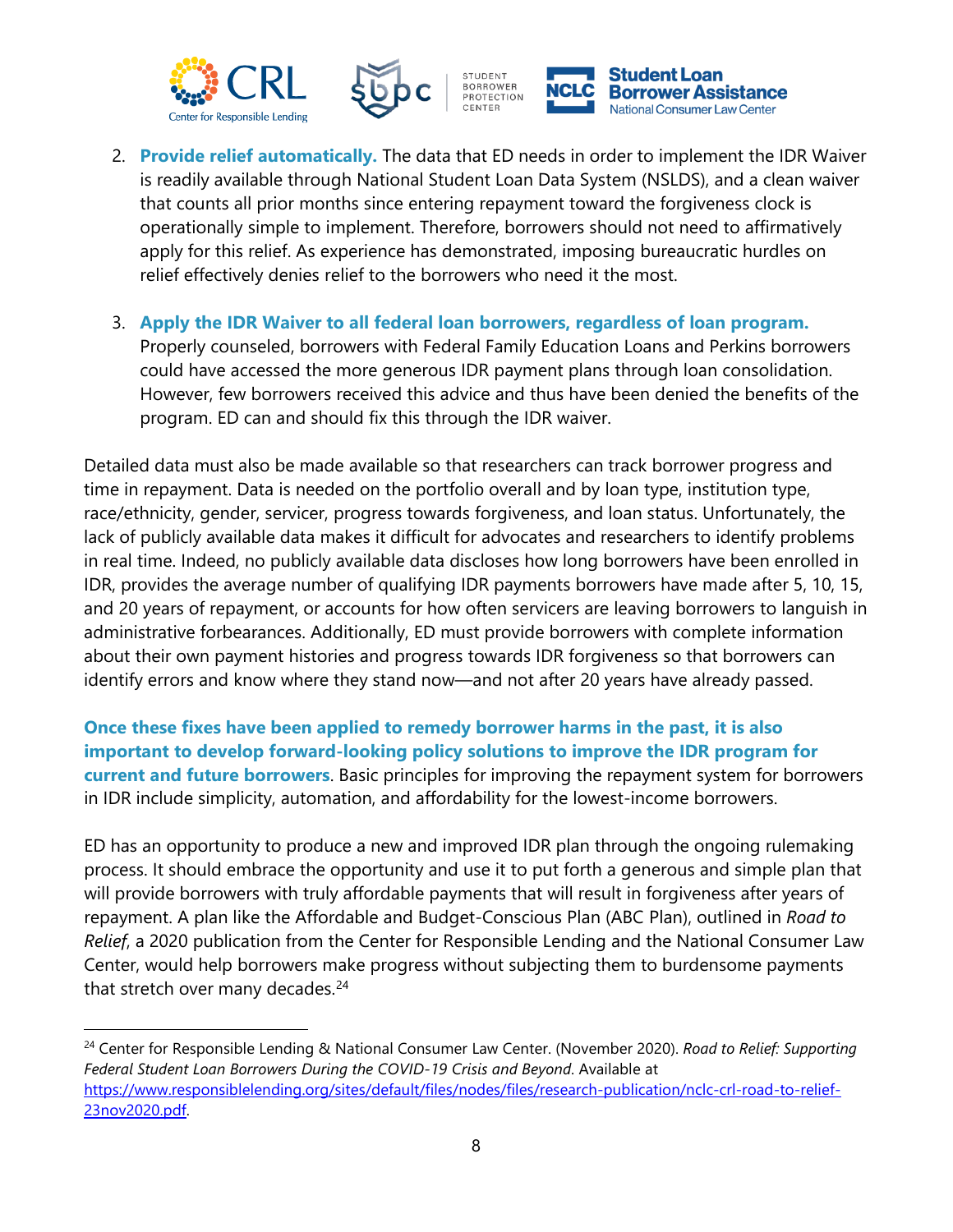2. **Provide relief automatically.** The data that ED needs in order to implement the IDR Waiver is readily available through National Student Loan Data System (NSLDS), and a clean waiver that counts all prior months since entering repayment toward the forgiveness clock is operationally simple to implement. Therefore, borrowers should not need to affirmatively apply for this relief. As experience has demonstrated, imposing bureaucratic hurdles on relief effectively denies relief to the borrowers who need it the most.

3. **Apply the IDR Waiver to all federal loan borrowers, regardless of loan program.** Properly counseled, borrowers with Federal Family Education Loans and Perkins borrowers could have accessed the more generous IDR payment plans through loan consolidation. However, few borrowers received this advice and thus have been denied the benefits of the program. ED can and should fix this through the IDR waiver.

Detailed data must also be made available so that researchers can track borrower progress and time in repayment. Data is needed on the portfolio overall and by loan type, institution type, race/ethnicity, gender, servicer, progress towards forgiveness, and loan status. Unfortunately, the lack of publicly available data makes it difficult for advocates and researchers to identify problems in real time. Indeed, no publicly available data discloses how long borrowers have been enrolled in IDR, provides the average number of qualifying IDR payments borrowers have made after 5, 10, 15, and 20 years of repayment, or accounts for how often servicers are leaving borrowers to languish in administrative forbearances. Additionally, ED must provide borrowers with complete information about their own payment histories and progress towards IDR forgiveness so that borrowers can identify errors and know where they stand now—and not after 20 years have already passed.

**Once these fixes have been applied to remedy borrower harms in the past, it is also important to develop forward-looking policy solutions to improve the IDR program for current and future borrowers**. Basic principles for improving the repayment system for borrowers in IDR include simplicity, automation, and affordability for the lowest-income borrowers.

ED has an opportunity to produce a new and improved IDR plan through the ongoing rulemaking process. It should embrace the opportunity and use it to put forth a generous and simple plan that will provide borrowers with truly affordable payments that will result in forgiveness after years of repayment. A plan like the Affordable and Budget-Conscious Plan (ABC Plan), outlined in *Road to Relief*, a 2020 publication from the Center for Responsible Lending and the National Consumer Law Center, would help borrowers make progress without subjecting them to burdensome payments that stretch over many decades.[24]

---

[24] Center for Responsible Lending & National Consumer Law Center. (November 2020). *Road to Relief: Supporting Federal Student Loan Borrowers During the COVID-19 Crisis and Beyond*. Available at https://www.responsiblelending.org/sites/default/files/nodes/files/research-publication/nclc-crl-road-to-relief-23nov2020.pdf.